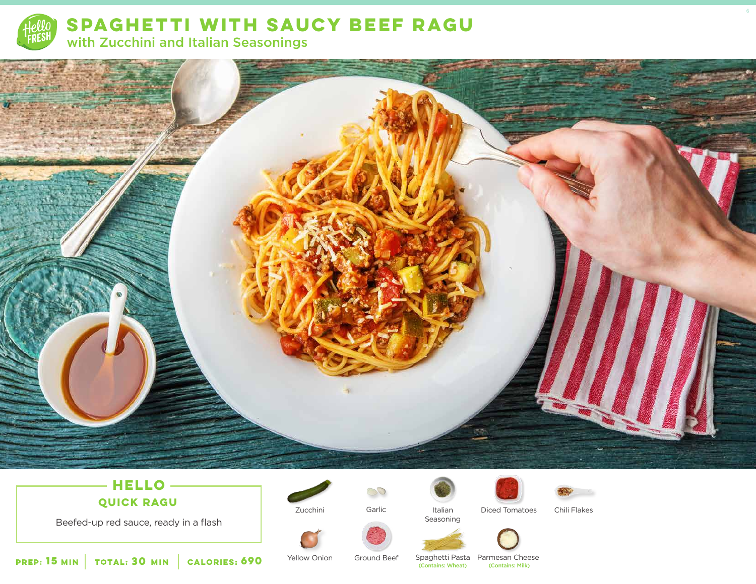# SPAGHETTI WITH SAUCY BEEF RAGU

## with Zucchini and Italian Seasonings

### HELLO

### QUICK RAGU

Beefed-up red sauce, ready in a flash

**PREP: 15 MIN** | **TOTAL: 30 MIN** | **CALORIES: 690**

- Zucchini
- Garlic
- Italian Seasoning
- Diced Tomatoes
- Chili Flakes
- Yellow Onion
- Ground Beef
- Spaghetti Pasta (Contains: Wheat)
- Parmesan Cheese (Contains: Milk)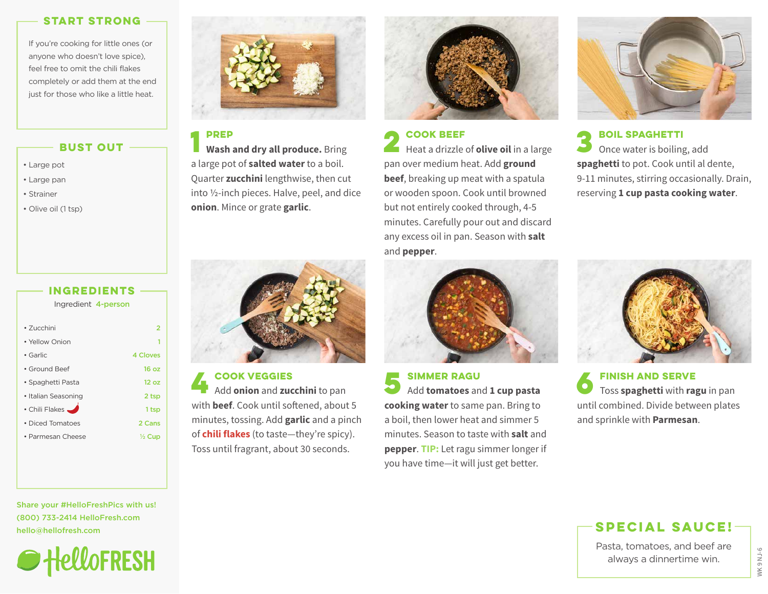## START STRONG

If you're cooking for little ones (or anyone who doesn't love spice), feel free to omit the chili flakes completely or add them at the end just for those who like a little heat.

## BUST OUT

- Large pot
- Large pan
- Strainer
- Olive oil (1 tsp)

## INGREDIENTS

| Ingredient | 4-person |
|---|---|
| • Zucchini | 2 |
| • Yellow Onion | 1 |
| • Garlic | 4 Cloves |
| • Ground Beef | 16 oz |
| • Spaghetti Pasta | 12 oz |
| • Italian Seasoning | 2 tsp |
| • Chili Flakes | 1 tsp |
| • Diced Tomatoes | 2 Cans |
| • Parmesan Cheese | ½ Cup |

Share your #HelloFreshPics with us!
(800) 733-2414 HelloFresh.com
hello@hellofresh.com

HelloFRESH

### 1 PREP

**Wash and dry all produce.** Bring a large pot of **salted water** to a boil. Quarter **zucchini** lengthwise, then cut into ½-inch pieces. Halve, peel, and dice **onion**. Mince or grate **garlic**.

### 2 COOK BEEF

Heat a drizzle of **olive oil** in a large pan over medium heat. Add **ground beef**, breaking up meat with a spatula or wooden spoon. Cook until browned but not entirely cooked through, 4-5 minutes. Carefully pour out and discard any excess oil in pan. Season with **salt** and **pepper**.

### 3 BOIL SPAGHETTI

Once water is boiling, add **spaghetti** to pot. Cook until al dente, 9-11 minutes, stirring occasionally. Drain, reserving **1 cup pasta cooking water**.

### 4 COOK VEGGIES

Add **onion** and **zucchini** to pan with **beef**. Cook until softened, about 5 minutes, tossing. Add **garlic** and a pinch of **chili flakes** (to taste—they're spicy). Toss until fragrant, about 30 seconds.

### 5 SIMMER RAGU

Add **tomatoes** and **1 cup pasta cooking water** to same pan. Bring to a boil, then lower heat and simmer 5 minutes. Season to taste with **salt** and **pepper**. **TIP:** Let ragu simmer longer if you have time—it will just get better.

### 6 FINISH AND SERVE

Toss **spaghetti** with **ragu** in pan until combined. Divide between plates and sprinkle with **Parmesan**.

## SPECIAL SAUCE!

Pasta, tomatoes, and beef are always a dinnertime win.

WK 9 NJ-6